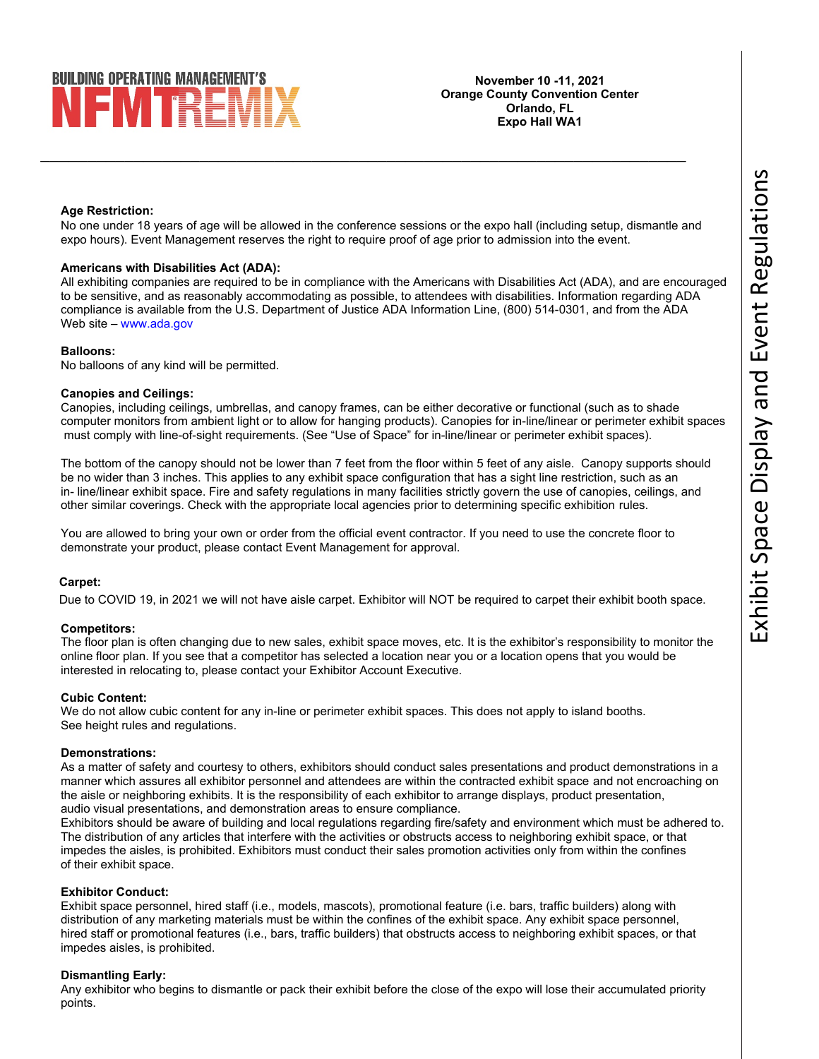# BUILDING OPERATING MANAGEMENT'S NFMT REMIX

**November 10 -11, 2021**
**Orange County Convention Center**
**Orlando, FL**
**Expo Hall WA1**

## Exhibit Space Display and Event Regulations

**Age Restriction:**
No one under 18 years of age will be allowed in the conference sessions or the expo hall (including setup, dismantle and expo hours). Event Management reserves the right to require proof of age prior to admission into the event.

**Americans with Disabilities Act (ADA):**
All exhibiting companies are required to be in compliance with the Americans with Disabilities Act (ADA), and are encouraged to be sensitive, and as reasonably accommodating as possible, to attendees with disabilities. Information regarding ADA compliance is available from the U.S. Department of Justice ADA Information Line, (800) 514-0301, and from the ADA Web site – www.ada.gov

**Balloons:**
No balloons of any kind will be permitted.

**Canopies and Ceilings:**
Canopies, including ceilings, umbrellas, and canopy frames, can be either decorative or functional (such as to shade computer monitors from ambient light or to allow for hanging products). Canopies for in-line/linear or perimeter exhibit spaces must comply with line-of-sight requirements. (See "Use of Space" for in-line/linear or perimeter exhibit spaces).

The bottom of the canopy should not be lower than 7 feet from the floor within 5 feet of any aisle. Canopy supports should be no wider than 3 inches. This applies to any exhibit space configuration that has a sight line restriction, such as an in- line/linear exhibit space. Fire and safety regulations in many facilities strictly govern the use of canopies, ceilings, and other similar coverings. Check with the appropriate local agencies prior to determining specific exhibition rules.

You are allowed to bring your own or order from the official event contractor. If you need to use the concrete floor to demonstrate your product, please contact Event Management for approval.

**Carpet:**
Due to COVID 19, in 2021 we will not have aisle carpet. Exhibitor will NOT be required to carpet their exhibit booth space.

**Competitors:**
The floor plan is often changing due to new sales, exhibit space moves, etc. It is the exhibitor's responsibility to monitor the online floor plan. If you see that a competitor has selected a location near you or a location opens that you would be interested in relocating to, please contact your Exhibitor Account Executive.

**Cubic Content:**
We do not allow cubic content for any in-line or perimeter exhibit spaces. This does not apply to island booths. See height rules and regulations.

**Demonstrations:**
As a matter of safety and courtesy to others, exhibitors should conduct sales presentations and product demonstrations in a manner which assures all exhibitor personnel and attendees are within the contracted exhibit space and not encroaching on the aisle or neighboring exhibits. It is the responsibility of each exhibitor to arrange displays, product presentation, audio visual presentations, and demonstration areas to ensure compliance.
Exhibitors should be aware of building and local regulations regarding fire/safety and environment which must be adhered to. The distribution of any articles that interfere with the activities or obstructs access to neighboring exhibit space, or that impedes the aisles, is prohibited. Exhibitors must conduct their sales promotion activities only from within the confines of their exhibit space.

**Exhibitor Conduct:**
Exhibit space personnel, hired staff (i.e., models, mascots), promotional feature (i.e. bars, traffic builders) along with distribution of any marketing materials must be within the confines of the exhibit space. Any exhibit space personnel, hired staff or promotional features (i.e., bars, traffic builders) that obstructs access to neighboring exhibit spaces, or that impedes aisles, is prohibited.

**Dismantling Early:**
Any exhibitor who begins to dismantle or pack their exhibit before the close of the expo will lose their accumulated priority points.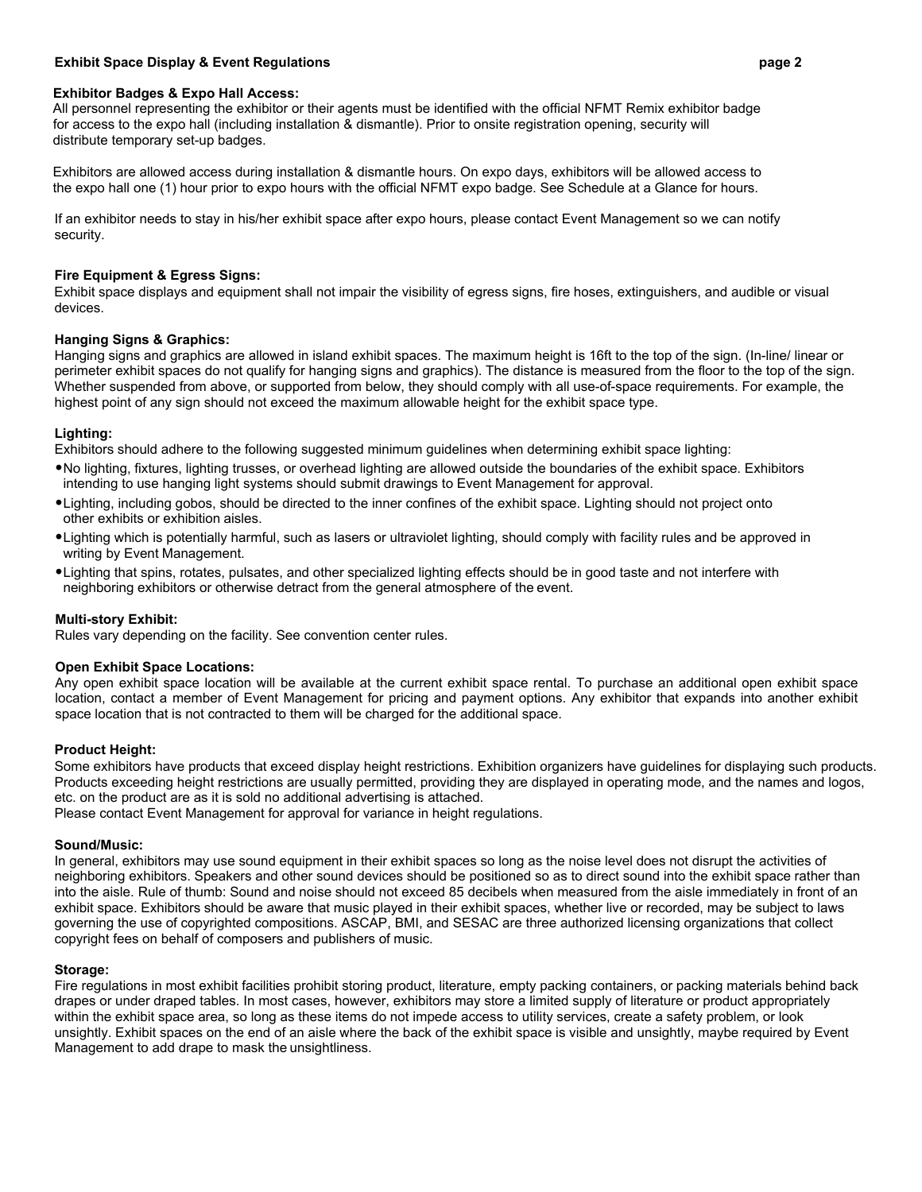**Exhibitor Badges & Expo Hall Access:**
All personnel representing the exhibitor or their agents must be identified with the official NFMT Remix exhibitor badge for access to the expo hall (including installation & dismantle). Prior to onsite registration opening, security will distribute temporary set-up badges.

Exhibitors are allowed access during installation & dismantle hours. On expo days, exhibitors will be allowed access to the expo hall one (1) hour prior to expo hours with the official NFMT expo badge. See Schedule at a Glance for hours.

If an exhibitor needs to stay in his/her exhibit space after expo hours, please contact Event Management so we can notify security.

**Fire Equipment & Egress Signs:**
Exhibit space displays and equipment shall not impair the visibility of egress signs, fire hoses, extinguishers, and audible or visual devices.

**Hanging Signs & Graphics:**
Hanging signs and graphics are allowed in island exhibit spaces. The maximum height is 16ft to the top of the sign. (In-line/ linear or perimeter exhibit spaces do not qualify for hanging signs and graphics). The distance is measured from the floor to the top of the sign. Whether suspended from above, or supported from below, they should comply with all use-of-space requirements. For example, the highest point of any sign should not exceed the maximum allowable height for the exhibit space type.

**Lighting:**
Exhibitors should adhere to the following suggested minimum guidelines when determining exhibit space lighting:

- No lighting, fixtures, lighting trusses, or overhead lighting are allowed outside the boundaries of the exhibit space. Exhibitors intending to use hanging light systems should submit drawings to Event Management for approval.
- Lighting, including gobos, should be directed to the inner confines of the exhibit space. Lighting should not project onto other exhibits or exhibition aisles.
- Lighting which is potentially harmful, such as lasers or ultraviolet lighting, should comply with facility rules and be approved in writing by Event Management.
- Lighting that spins, rotates, pulsates, and other specialized lighting effects should be in good taste and not interfere with neighboring exhibitors or otherwise detract from the general atmosphere of the event.

**Multi-story Exhibit:**
Rules vary depending on the facility. See convention center rules.

**Open Exhibit Space Locations:**
Any open exhibit space location will be available at the current exhibit space rental. To purchase an additional open exhibit space location, contact a member of Event Management for pricing and payment options. Any exhibitor that expands into another exhibit space location that is not contracted to them will be charged for the additional space.

**Product Height:**
Some exhibitors have products that exceed display height restrictions. Exhibition organizers have guidelines for displaying such products. Products exceeding height restrictions are usually permitted, providing they are displayed in operating mode, and the names and logos, etc. on the product are as it is sold no additional advertising is attached.
Please contact Event Management for approval for variance in height regulations.

**Sound/Music:**
In general, exhibitors may use sound equipment in their exhibit spaces so long as the noise level does not disrupt the activities of neighboring exhibitors. Speakers and other sound devices should be positioned so as to direct sound into the exhibit space rather than into the aisle. Rule of thumb: Sound and noise should not exceed 85 decibels when measured from the aisle immediately in front of an exhibit space. Exhibitors should be aware that music played in their exhibit spaces, whether live or recorded, may be subject to laws governing the use of copyrighted compositions. ASCAP, BMI, and SESAC are three authorized licensing organizations that collect copyright fees on behalf of composers and publishers of music.

**Storage:**
Fire regulations in most exhibit facilities prohibit storing product, literature, empty packing containers, or packing materials behind back drapes or under draped tables. In most cases, however, exhibitors may store a limited supply of literature or product appropriately within the exhibit space area, so long as these items do not impede access to utility services, create a safety problem, or look unsightly. Exhibit spaces on the end of an aisle where the back of the exhibit space is visible and unsightly, maybe required by Event Management to add drape to mask the unsightliness.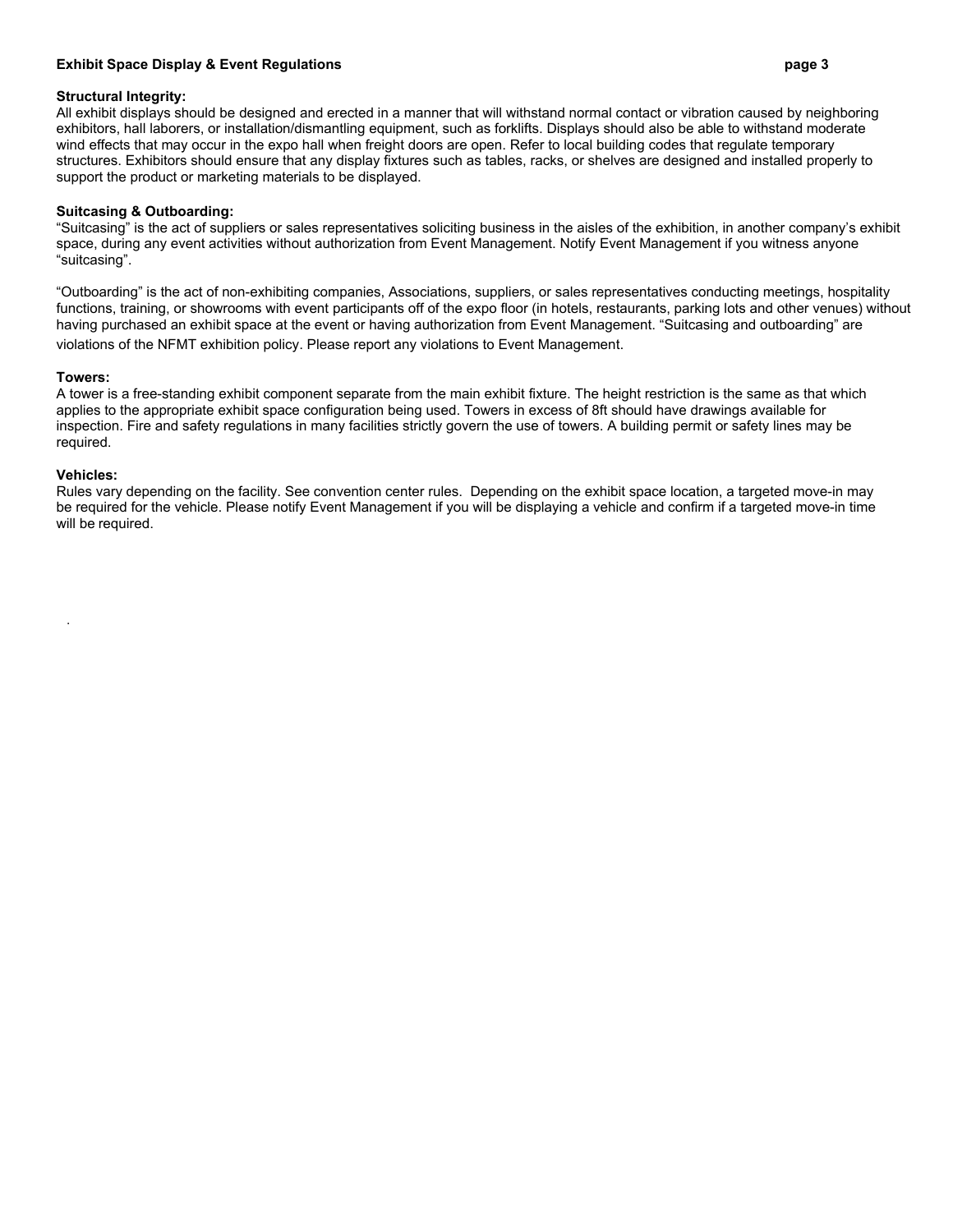**Structural Integrity:**
All exhibit displays should be designed and erected in a manner that will withstand normal contact or vibration caused by neighboring exhibitors, hall laborers, or installation/dismantling equipment, such as forklifts. Displays should also be able to withstand moderate wind effects that may occur in the expo hall when freight doors are open. Refer to local building codes that regulate temporary structures. Exhibitors should ensure that any display fixtures such as tables, racks, or shelves are designed and installed properly to support the product or marketing materials to be displayed.

**Suitcasing & Outboarding:**
"Suitcasing" is the act of suppliers or sales representatives soliciting business in the aisles of the exhibition, in another company's exhibit space, during any event activities without authorization from Event Management. Notify Event Management if you witness anyone "suitcasing".

"Outboarding" is the act of non-exhibiting companies, Associations, suppliers, or sales representatives conducting meetings, hospitality functions, training, or showrooms with event participants off of the expo floor (in hotels, restaurants, parking lots and other venues) without having purchased an exhibit space at the event or having authorization from Event Management. "Suitcasing and outboarding" are violations of the NFMT exhibition policy. Please report any violations to Event Management.

**Towers:**
A tower is a free-standing exhibit component separate from the main exhibit fixture. The height restriction is the same as that which applies to the appropriate exhibit space configuration being used. Towers in excess of 8ft should have drawings available for inspection. Fire and safety regulations in many facilities strictly govern the use of towers. A building permit or safety lines may be required.

**Vehicles:**
Rules vary depending on the facility. See convention center rules. Depending on the exhibit space location, a targeted move-in may be required for the vehicle. Please notify Event Management if you will be displaying a vehicle and confirm if a targeted move-in time will be required.

.